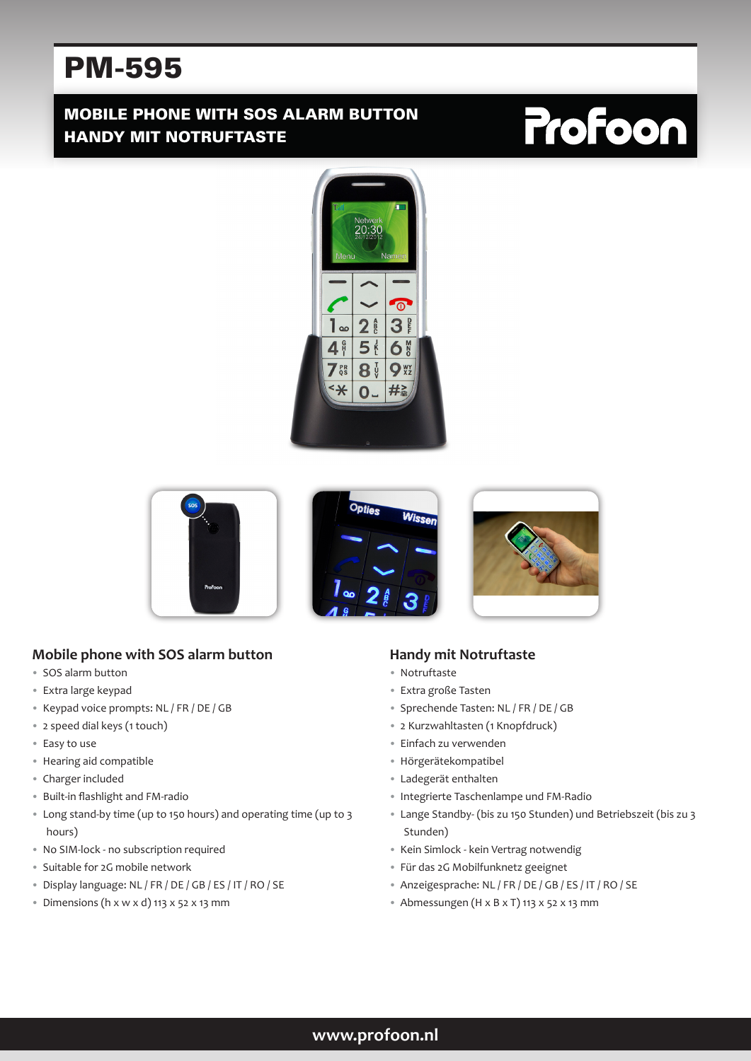# PM-595

## MOBILE PHONE WITH SOS ALARM BUTTON
## HANDY MIT NOTRUFTASTE

Profoon

### Mobile phone with SOS alarm button

- SOS alarm button
- Extra large keypad
- Keypad voice prompts: NL / FR / DE / GB
- 2 speed dial keys (1 touch)
- Easy to use
- Hearing aid compatible
- Charger included
- Built-in flashlight and FM-radio
- Long stand-by time (up to 150 hours) and operating time (up to 3 hours)
- No SIM-lock - no subscription required
- Suitable for 2G mobile network
- Display language: NL / FR / DE / GB / ES / IT / RO / SE
- Dimensions (h x w x d) 113 x 52 x 13 mm

### Handy mit Notruftaste

- Notruftaste
- Extra große Tasten
- Sprechende Tasten: NL / FR / DE / GB
- 2 Kurzwahltasten (1 Knopfdruck)
- Einfach zu verwenden
- Hörgerätekompatibel
- Ladegerät enthalten
- Integrierte Taschenlampe und FM-Radio
- Lange Standby- (bis zu 150 Stunden) und Betriebszeit (bis zu 3 Stunden)
- Kein Simlock - kein Vertrag notwendig
- Für das 2G Mobilfunknetz geeignet
- Anzeigesprache: NL / FR / DE / GB / ES / IT / RO / SE
- Abmessungen (H x B x T) 113 x 52 x 13 mm

www.profoon.nl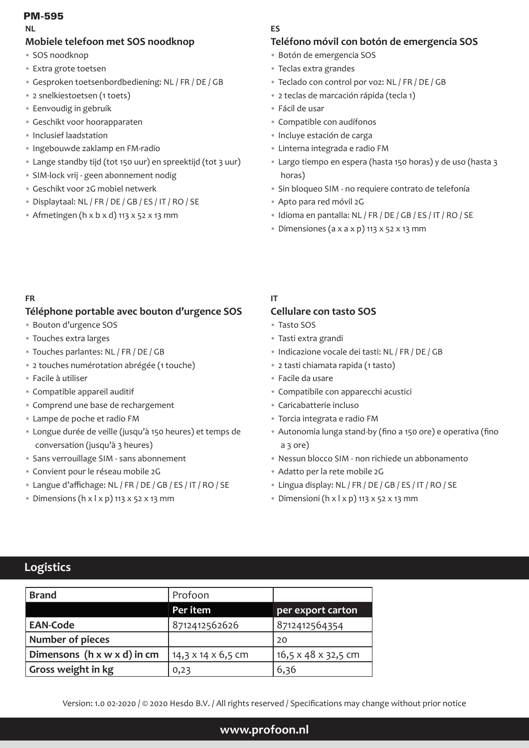PM-595

## NL

### Mobiele telefoon met SOS noodknop

- SOS noodknop
- Extra grote toetsen
- Gesproken toetsenbordbediening: NL / FR / DE / GB
- 2 snelkiestoetsen (1 toets)
- Eenvoudig in gebruik
- Geschikt voor hoorapparaten
- Inclusief laadstation
- Ingebouwde zaklamp en FM-radio
- Lange standby tijd (tot 150 uur) en spreektijd (tot 3 uur)
- SIM-lock vrij - geen abonnement nodig
- Geschikt voor 2G mobiel netwerk
- Displaytaal: NL / FR / DE / GB / ES / IT / RO / SE
- Afmetingen (h x b x d) 113 x 52 x 13 mm

## ES

### Teléfono móvil con botón de emergencia SOS

- Botón de emergencia SOS
- Teclas extra grandes
- Teclado con control por voz: NL / FR / DE / GB
- 2 teclas de marcación rápida (tecla 1)
- Fácil de usar
- Compatible con audífonos
- Incluye estación de carga
- Linterna integrada e radio FM
- Largo tiempo en espera (hasta 150 horas) y de uso (hasta 3 horas)
- Sin bloqueo SIM - no requiere contrato de telefonía
- Apto para red móvil 2G
- Idioma en pantalla: NL / FR / DE / GB / ES / IT / RO / SE
- Dimensiones (a x a x p) 113 x 52 x 13 mm

## FR

### Téléphone portable avec bouton d'urgence SOS

- Bouton d'urgence SOS
- Touches extra larges
- Touches parlantes: NL / FR / DE / GB
- 2 touches numérotation abrégée (1 touche)
- Facile à utiliser
- Compatible appareil auditif
- Comprend une base de rechargement
- Lampe de poche et radio FM
- Longue durée de veille (jusqu'à 150 heures) et temps de conversation (jusqu'à 3 heures)
- Sans verrouillage SIM - sans abonnement
- Convient pour le réseau mobile 2G
- Langue d'affichage: NL / FR / DE / GB / ES / IT / RO / SE
- Dimensions (h x l x p) 113 x 52 x 13 mm

## IT

### Cellulare con tasto SOS

- Tasto SOS
- Tasti extra grandi
- Indicazione vocale dei tasti: NL / FR / DE / GB
- 2 tasti chiamata rapida (1 tasto)
- Facile da usare
- Compatibile con apparecchi acustici
- Caricabatterie incluso
- Torcia integrata e radio FM
- Autonomia lunga stand-by (fino a 150 ore) e operativa (fino a 3 ore)
- Nessun blocco SIM - non richiede un abbonamento
- Adatto per la rete mobile 2G
- Lingua display: NL / FR / DE / GB / ES / IT / RO / SE
- Dimensioni (h x l x p) 113 x 52 x 13 mm

## Logistics

| Brand | Profoon | |
|---|---|---|
| | **Per item** | **per export carton** |
| **EAN-Code** | 8712412562626 | 8712412564354 |
| **Number of pieces** | | 20 |
| **Dimensons (h x w x d) in cm** | 14,3 x 14 x 6,5 cm | 16,5 x 48 x 32,5 cm |
| **Gross weight in kg** | 0,23 | 6,36 |

Version: 1.0 02-2020 / © 2020 Hesdo B.V. / All rights reserved / Specifications may change without prior notice

**www.profoon.nl**